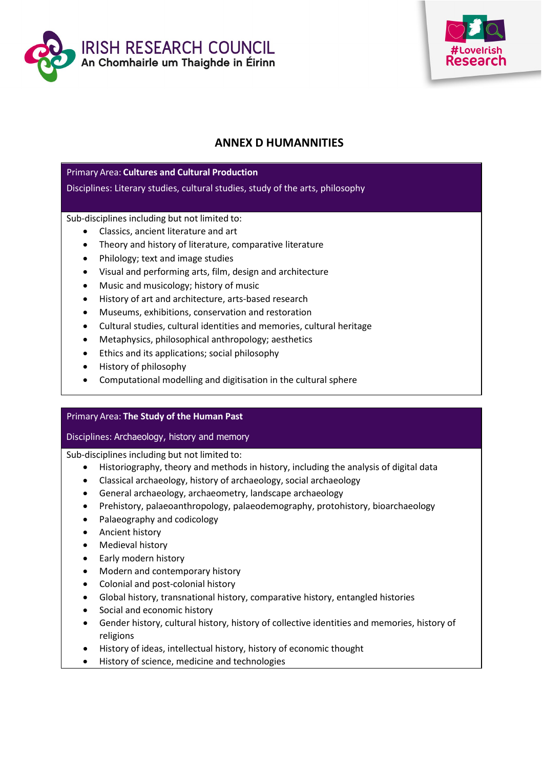IRISH RESEARCH COUNCIL
An Chomhairle um Thaighde in Éirinn

#LoveIrish Research

# ANNEX D HUMANNITIES

Primary Area: **Cultures and Cultural Production**

Disciplines: Literary studies, cultural studies, study of the arts, philosophy

Sub-disciplines including but not limited to:

- Classics, ancient literature and art
- Theory and history of literature, comparative literature
- Philology; text and image studies
- Visual and performing arts, film, design and architecture
- Music and musicology; history of music
- History of art and architecture, arts-based research
- Museums, exhibitions, conservation and restoration
- Cultural studies, cultural identities and memories, cultural heritage
- Metaphysics, philosophical anthropology; aesthetics
- Ethics and its applications; social philosophy
- History of philosophy
- Computational modelling and digitisation in the cultural sphere

Primary Area: **The Study of the Human Past**

Disciplines: Archaeology, history and memory

Sub-disciplines including but not limited to:

- Historiography, theory and methods in history, including the analysis of digital data
- Classical archaeology, history of archaeology, social archaeology
- General archaeology, archaeometry, landscape archaeology
- Prehistory, palaeoanthropology, palaeodemography, protohistory, bioarchaeology
- Palaeography and codicology
- Ancient history
- Medieval history
- Early modern history
- Modern and contemporary history
- Colonial and post-colonial history
- Global history, transnational history, comparative history, entangled histories
- Social and economic history
- Gender history, cultural history, history of collective identities and memories, history of religions
- History of ideas, intellectual history, history of economic thought
- History of science, medicine and technologies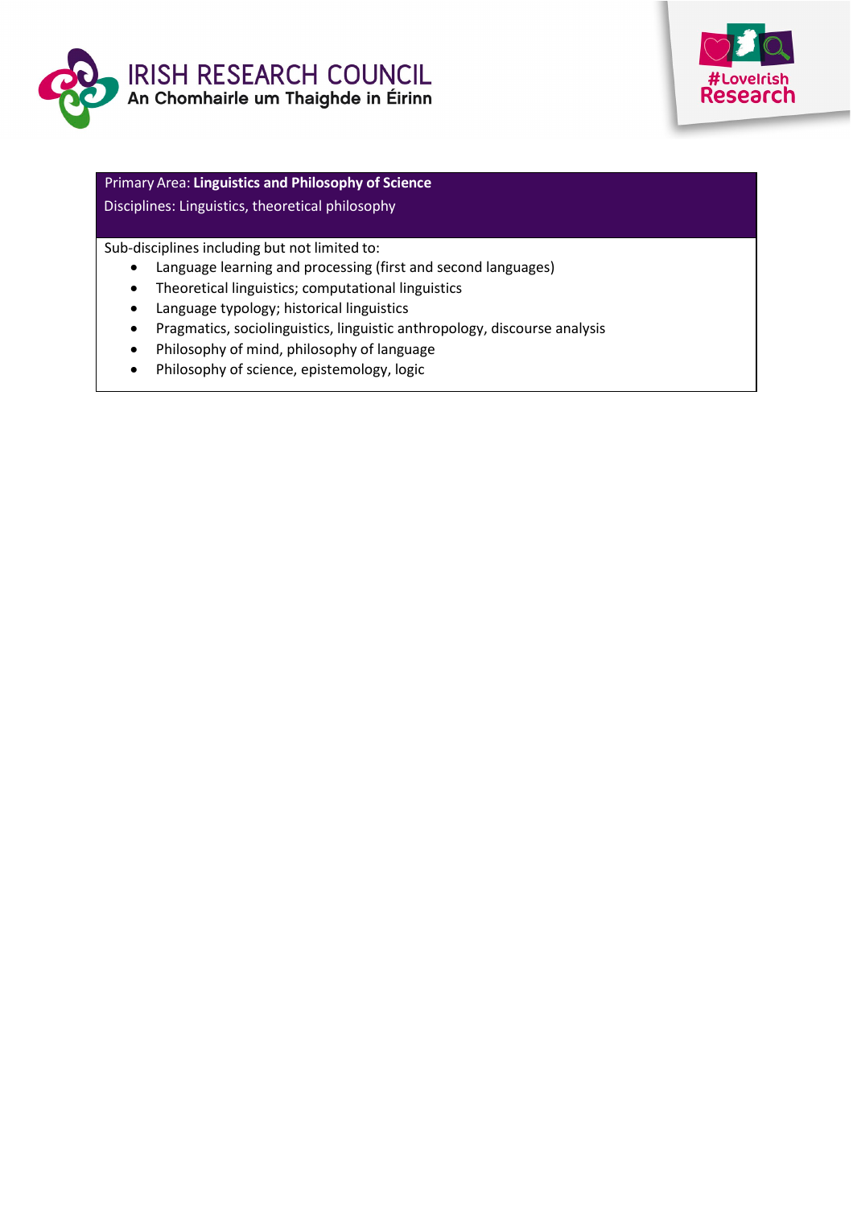Primary Area: **Linguistics and Philosophy of Science**

Disciplines: Linguistics, theoretical philosophy

Sub-disciplines including but not limited to:

- Language learning and processing (first and second languages)
- Theoretical linguistics; computational linguistics
- Language typology; historical linguistics
- Pragmatics, sociolinguistics, linguistic anthropology, discourse analysis
- Philosophy of mind, philosophy of language
- Philosophy of science, epistemology, logic